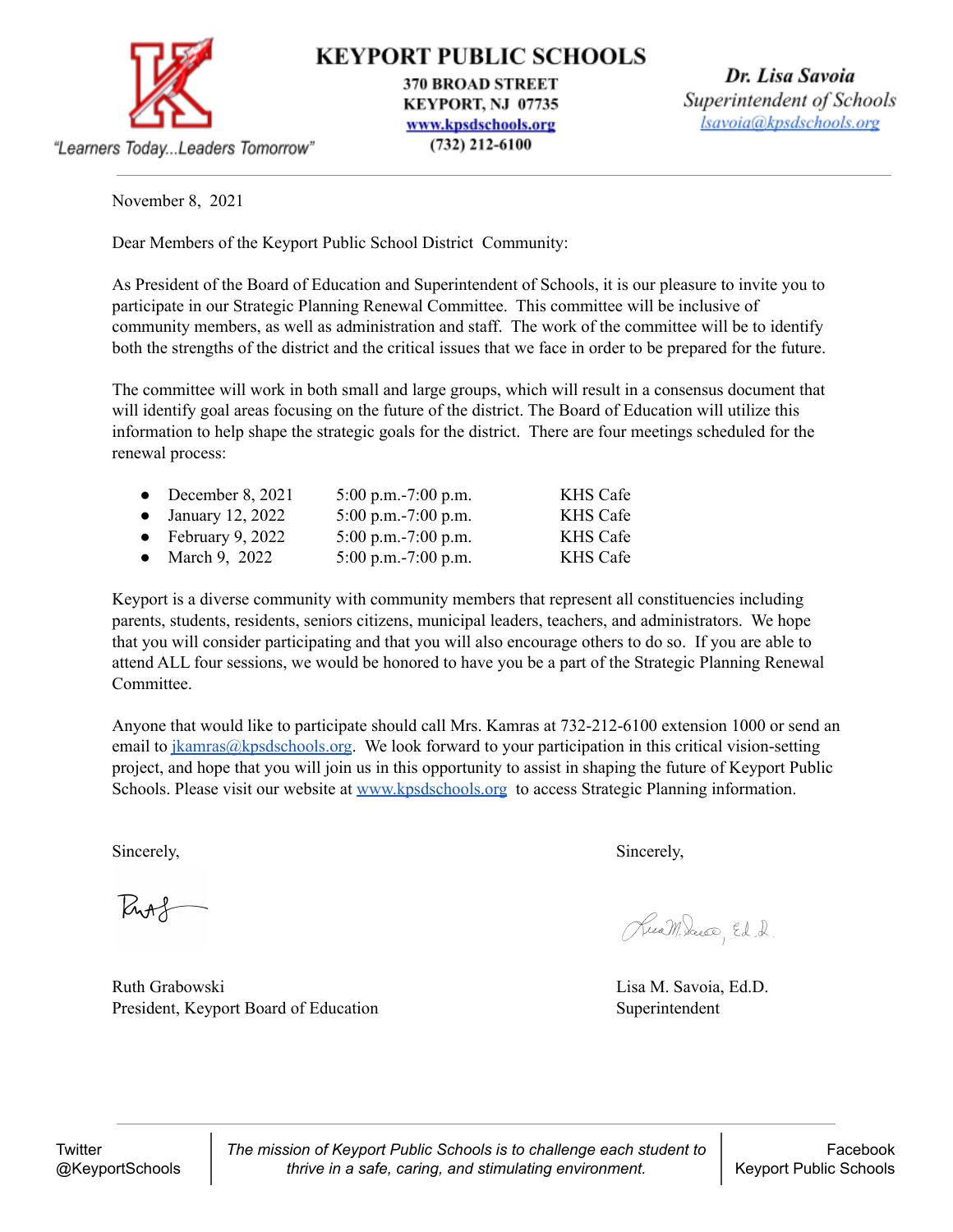**KEYPORT PUBLIC SCHOOLS**
370 BROAD STREET
KEYPORT, NJ 07735
[www.kpsdschools.org](http://www.kpsdschools.org)
(732) 212-6100

"Learners Today...Leaders Tomorrow"

***Dr. Lisa Savoia***
*Superintendent of Schools*
[lsavoia@kpsdschools.org](mailto:lsavoia@kpsdschools.org)

---

November 8, 2021

Dear Members of the Keyport Public School District Community:

As President of the Board of Education and Superintendent of Schools, it is our pleasure to invite you to participate in our Strategic Planning Renewal Committee. This committee will be inclusive of community members, as well as administration and staff. The work of the committee will be to identify both the strengths of the district and the critical issues that we face in order to be prepared for the future.

The committee will work in both small and large groups, which will result in a consensus document that will identify goal areas focusing on the future of the district. The Board of Education will utilize this information to help shape the strategic goals for the district. There are four meetings scheduled for the renewal process:

- December 8, 2021 5:00 p.m.-7:00 p.m. KHS Cafe
- January 12, 2022 5:00 p.m.-7:00 p.m. KHS Cafe
- February 9, 2022 5:00 p.m.-7:00 p.m. KHS Cafe
- March 9, 2022 5:00 p.m.-7:00 p.m. KHS Cafe

Keyport is a diverse community with community members that represent all constituencies including parents, students, residents, seniors citizens, municipal leaders, teachers, and administrators. We hope that you will consider participating and that you will also encourage others to do so. If you are able to attend ALL four sessions, we would be honored to have you be a part of the Strategic Planning Renewal Committee.

Anyone that would like to participate should call Mrs. Kamras at 732-212-6100 extension 1000 or send an email to [jkamras@kpsdschools.org](mailto:jkamras@kpsdschools.org). We look forward to your participation in this critical vision-setting project, and hope that you will join us in this opportunity to assist in shaping the future of Keyport Public Schools. Please visit our website at [www.kpsdschools.org](http://www.kpsdschools.org) to access Strategic Planning information.

Sincerely,

Ruth Grabowski
President, Keyport Board of Education

Sincerely,

Lisa M. Savoia, Ed.D.
Superintendent

---

Twitter @KeyportSchools

*The mission of Keyport Public Schools is to challenge each student to thrive in a safe, caring, and stimulating environment.*

Facebook Keyport Public Schools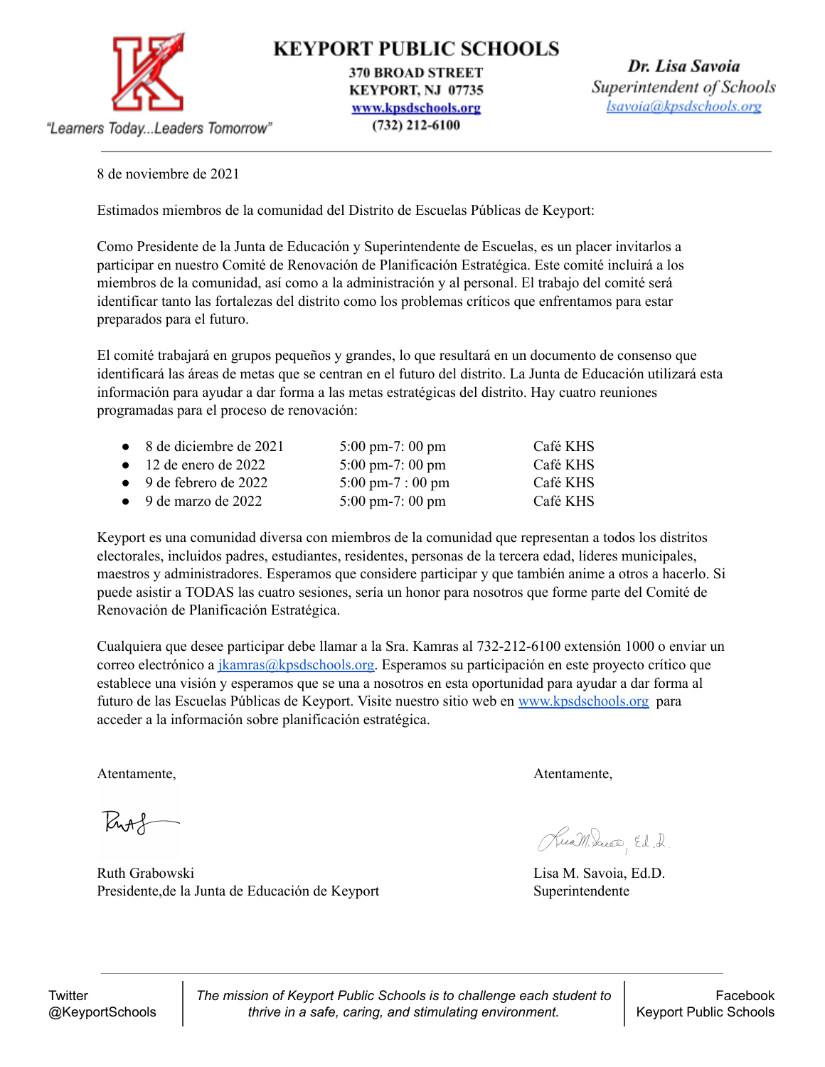# KEYPORT PUBLIC SCHOOLS

**370 BROAD STREET**
**KEYPORT, NJ 07735**
**www.kpsdschools.org**
**(732) 212-6100**

"Learners Today...Leaders Tomorrow"

***Dr. Lisa Savoia***
*Superintendent of Schools*
*lsavoia@kpsdschools.org*

---

8 de noviembre de 2021

Estimados miembros de la comunidad del Distrito de Escuelas Públicas de Keyport:

Como Presidente de la Junta de Educación y Superintendente de Escuelas, es un placer invitarlos a participar en nuestro Comité de Renovación de Planificación Estratégica. Este comité incluirá a los miembros de la comunidad, así como a la administración y al personal. El trabajo del comité será identificar tanto las fortalezas del distrito como los problemas críticos que enfrentamos para estar preparados para el futuro.

El comité trabajará en grupos pequeños y grandes, lo que resultará en un documento de consenso que identificará las áreas de metas que se centran en el futuro del distrito. La Junta de Educación utilizará esta información para ayudar a dar forma a las metas estratégicas del distrito. Hay cuatro reuniones programadas para el proceso de renovación:

- 8 de diciembre de 2021 — 5:00 pm-7: 00 pm — Café KHS
- 12 de enero de 2022 — 5:00 pm-7: 00 pm — Café KHS
- 9 de febrero de 2022 — 5:00 pm-7 : 00 pm — Café KHS
- 9 de marzo de 2022 — 5:00 pm-7: 00 pm — Café KHS

Keyport es una comunidad diversa con miembros de la comunidad que representan a todos los distritos electorales, incluidos padres, estudiantes, residentes, personas de la tercera edad, líderes municipales, maestros y administradores. Esperamos que considere participar y que también anime a otros a hacerlo. Si puede asistir a TODAS las cuatro sesiones, sería un honor para nosotros que forme parte del Comité de Renovación de Planificación Estratégica.

Cualquiera que desee participar debe llamar a la Sra. Kamras al 732-212-6100 extensión 1000 o enviar un correo electrónico a jkamras@kpsdschools.org. Esperamos su participación en este proyecto crítico que establece una visión y esperamos que se una a nosotros en esta oportunidad para ayudar a dar forma al futuro de las Escuelas Públicas de Keyport. Visite nuestro sitio web en www.kpsdschools.org para acceder a la información sobre planificación estratégica.

Atentamente,

Ruth Grabowski
Presidente,de la Junta de Educación de Keyport

Atentamente,

Lisa M. Savoia, Ed.D.
Superintendente

---

Twitter
@KeyportSchools

*The mission of Keyport Public Schools is to challenge each student to thrive in a safe, caring, and stimulating environment.*

Facebook
Keyport Public Schools